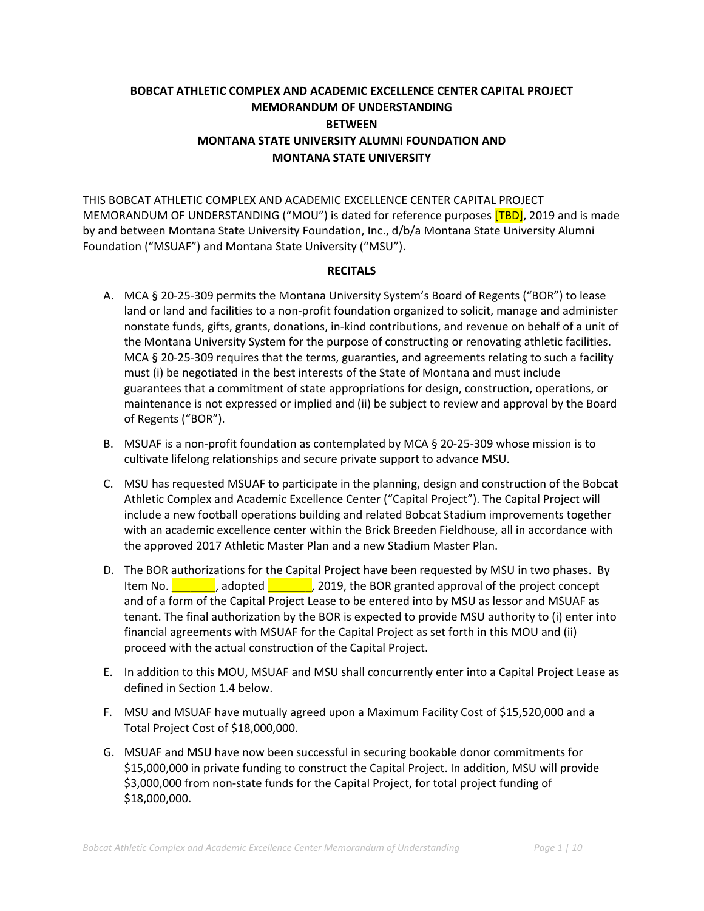**BOBCAT ATHLETIC COMPLEX AND ACADEMIC EXCELLENCE CENTER CAPITAL PROJECT**
**MEMORANDUM OF UNDERSTANDING**
**BETWEEN**
**MONTANA STATE UNIVERSITY ALUMNI FOUNDATION AND**
**MONTANA STATE UNIVERSITY**

THIS BOBCAT ATHLETIC COMPLEX AND ACADEMIC EXCELLENCE CENTER CAPITAL PROJECT MEMORANDUM OF UNDERSTANDING ("MOU") is dated for reference purposes [TBD], 2019 and is made by and between Montana State University Foundation, Inc., d/b/a Montana State University Alumni Foundation ("MSUAF") and Montana State University ("MSU").

**RECITALS**

A. MCA § 20-25-309 permits the Montana University System's Board of Regents ("BOR") to lease land or land and facilities to a non-profit foundation organized to solicit, manage and administer nonstate funds, gifts, grants, donations, in-kind contributions, and revenue on behalf of a unit of the Montana University System for the purpose of constructing or renovating athletic facilities. MCA § 20-25-309 requires that the terms, guaranties, and agreements relating to such a facility must (i) be negotiated in the best interests of the State of Montana and must include guarantees that a commitment of state appropriations for design, construction, operations, or maintenance is not expressed or implied and (ii) be subject to review and approval by the Board of Regents ("BOR").

B. MSUAF is a non-profit foundation as contemplated by MCA § 20-25-309 whose mission is to cultivate lifelong relationships and secure private support to advance MSU.

C. MSU has requested MSUAF to participate in the planning, design and construction of the Bobcat Athletic Complex and Academic Excellence Center ("Capital Project"). The Capital Project will include a new football operations building and related Bobcat Stadium improvements together with an academic excellence center within the Brick Breeden Fieldhouse, all in accordance with the approved 2017 Athletic Master Plan and a new Stadium Master Plan.

D. The BOR authorizations for the Capital Project have been requested by MSU in two phases. By Item No. _______, adopted _______, 2019, the BOR granted approval of the project concept and of a form of the Capital Project Lease to be entered into by MSU as lessor and MSUAF as tenant. The final authorization by the BOR is expected to provide MSU authority to (i) enter into financial agreements with MSUAF for the Capital Project as set forth in this MOU and (ii) proceed with the actual construction of the Capital Project.

E. In addition to this MOU, MSUAF and MSU shall concurrently enter into a Capital Project Lease as defined in Section 1.4 below.

F. MSU and MSUAF have mutually agreed upon a Maximum Facility Cost of $15,520,000 and a Total Project Cost of $18,000,000.

G. MSUAF and MSU have now been successful in securing bookable donor commitments for $15,000,000 in private funding to construct the Capital Project. In addition, MSU will provide $3,000,000 from non-state funds for the Capital Project, for total project funding of $18,000,000.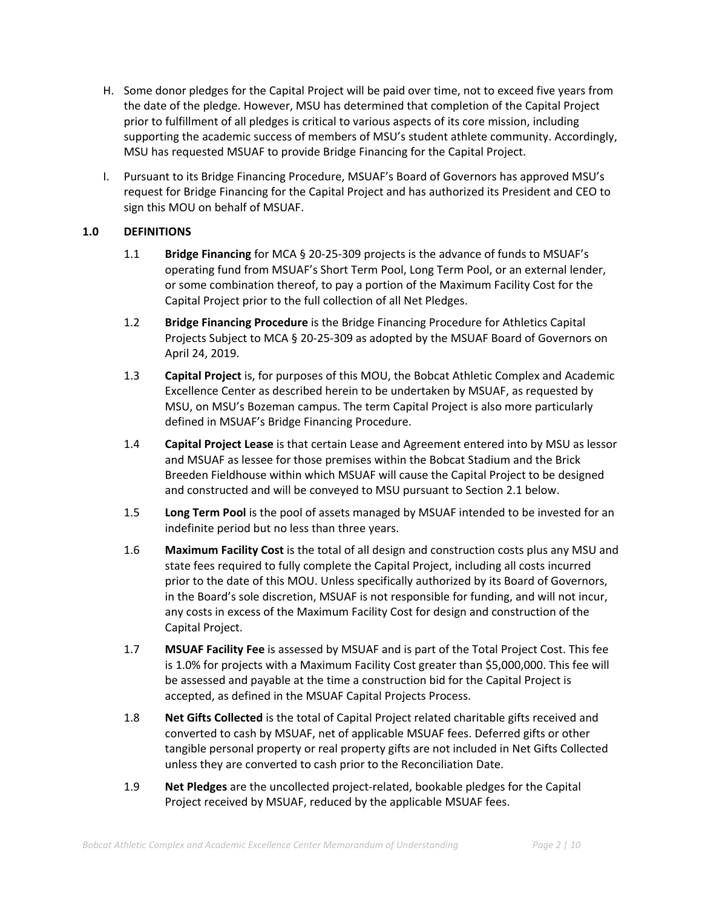H. Some donor pledges for the Capital Project will be paid over time, not to exceed five years from the date of the pledge. However, MSU has determined that completion of the Capital Project prior to fulfillment of all pledges is critical to various aspects of its core mission, including supporting the academic success of members of MSU's student athlete community. Accordingly, MSU has requested MSUAF to provide Bridge Financing for the Capital Project.

I. Pursuant to its Bridge Financing Procedure, MSUAF's Board of Governors has approved MSU's request for Bridge Financing for the Capital Project and has authorized its President and CEO to sign this MOU on behalf of MSUAF.

## 1.0 DEFINITIONS

1.1 **Bridge Financing** for MCA § 20-25-309 projects is the advance of funds to MSUAF's operating fund from MSUAF's Short Term Pool, Long Term Pool, or an external lender, or some combination thereof, to pay a portion of the Maximum Facility Cost for the Capital Project prior to the full collection of all Net Pledges.

1.2 **Bridge Financing Procedure** is the Bridge Financing Procedure for Athletics Capital Projects Subject to MCA § 20-25-309 as adopted by the MSUAF Board of Governors on April 24, 2019.

1.3 **Capital Project** is, for purposes of this MOU, the Bobcat Athletic Complex and Academic Excellence Center as described herein to be undertaken by MSUAF, as requested by MSU, on MSU's Bozeman campus. The term Capital Project is also more particularly defined in MSUAF's Bridge Financing Procedure.

1.4 **Capital Project Lease** is that certain Lease and Agreement entered into by MSU as lessor and MSUAF as lessee for those premises within the Bobcat Stadium and the Brick Breeden Fieldhouse within which MSUAF will cause the Capital Project to be designed and constructed and will be conveyed to MSU pursuant to Section 2.1 below.

1.5 **Long Term Pool** is the pool of assets managed by MSUAF intended to be invested for an indefinite period but no less than three years.

1.6 **Maximum Facility Cost** is the total of all design and construction costs plus any MSU and state fees required to fully complete the Capital Project, including all costs incurred prior to the date of this MOU. Unless specifically authorized by its Board of Governors, in the Board's sole discretion, MSUAF is not responsible for funding, and will not incur, any costs in excess of the Maximum Facility Cost for design and construction of the Capital Project.

1.7 **MSUAF Facility Fee** is assessed by MSUAF and is part of the Total Project Cost. This fee is 1.0% for projects with a Maximum Facility Cost greater than $5,000,000. This fee will be assessed and payable at the time a construction bid for the Capital Project is accepted, as defined in the MSUAF Capital Projects Process.

1.8 **Net Gifts Collected** is the total of Capital Project related charitable gifts received and converted to cash by MSUAF, net of applicable MSUAF fees. Deferred gifts or other tangible personal property or real property gifts are not included in Net Gifts Collected unless they are converted to cash prior to the Reconciliation Date.

1.9 **Net Pledges** are the uncollected project-related, bookable pledges for the Capital Project received by MSUAF, reduced by the applicable MSUAF fees.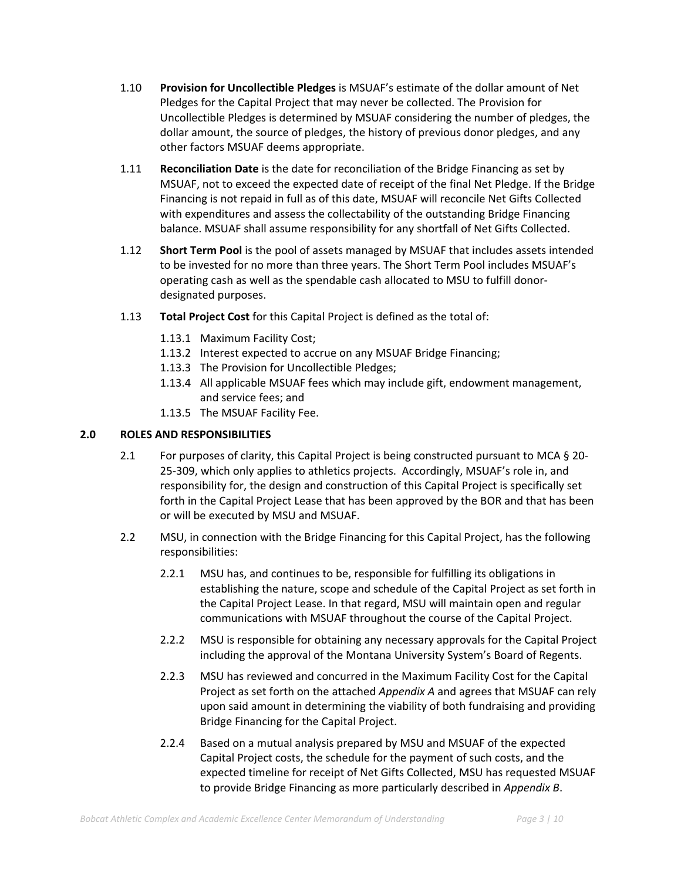1.10 **Provision for Uncollectible Pledges** is MSUAF's estimate of the dollar amount of Net Pledges for the Capital Project that may never be collected. The Provision for Uncollectible Pledges is determined by MSUAF considering the number of pledges, the dollar amount, the source of pledges, the history of previous donor pledges, and any other factors MSUAF deems appropriate.

1.11 **Reconciliation Date** is the date for reconciliation of the Bridge Financing as set by MSUAF, not to exceed the expected date of receipt of the final Net Pledge. If the Bridge Financing is not repaid in full as of this date, MSUAF will reconcile Net Gifts Collected with expenditures and assess the collectability of the outstanding Bridge Financing balance. MSUAF shall assume responsibility for any shortfall of Net Gifts Collected.

1.12 **Short Term Pool** is the pool of assets managed by MSUAF that includes assets intended to be invested for no more than three years. The Short Term Pool includes MSUAF's operating cash as well as the spendable cash allocated to MSU to fulfill donor-designated purposes.

1.13 **Total Project Cost** for this Capital Project is defined as the total of:

- 1.13.1 Maximum Facility Cost;
- 1.13.2 Interest expected to accrue on any MSUAF Bridge Financing;
- 1.13.3 The Provision for Uncollectible Pledges;
- 1.13.4 All applicable MSUAF fees which may include gift, endowment management, and service fees; and
- 1.13.5 The MSUAF Facility Fee.

## 2.0 ROLES AND RESPONSIBILITIES

2.1 For purposes of clarity, this Capital Project is being constructed pursuant to MCA § 20-25-309, which only applies to athletics projects. Accordingly, MSUAF's role in, and responsibility for, the design and construction of this Capital Project is specifically set forth in the Capital Project Lease that has been approved by the BOR and that has been or will be executed by MSU and MSUAF.

2.2 MSU, in connection with the Bridge Financing for this Capital Project, has the following responsibilities:

2.2.1 MSU has, and continues to be, responsible for fulfilling its obligations in establishing the nature, scope and schedule of the Capital Project as set forth in the Capital Project Lease. In that regard, MSU will maintain open and regular communications with MSUAF throughout the course of the Capital Project.

2.2.2 MSU is responsible for obtaining any necessary approvals for the Capital Project including the approval of the Montana University System's Board of Regents.

2.2.3 MSU has reviewed and concurred in the Maximum Facility Cost for the Capital Project as set forth on the attached *Appendix A* and agrees that MSUAF can rely upon said amount in determining the viability of both fundraising and providing Bridge Financing for the Capital Project.

2.2.4 Based on a mutual analysis prepared by MSU and MSUAF of the expected Capital Project costs, the schedule for the payment of such costs, and the expected timeline for receipt of Net Gifts Collected, MSU has requested MSUAF to provide Bridge Financing as more particularly described in *Appendix B*.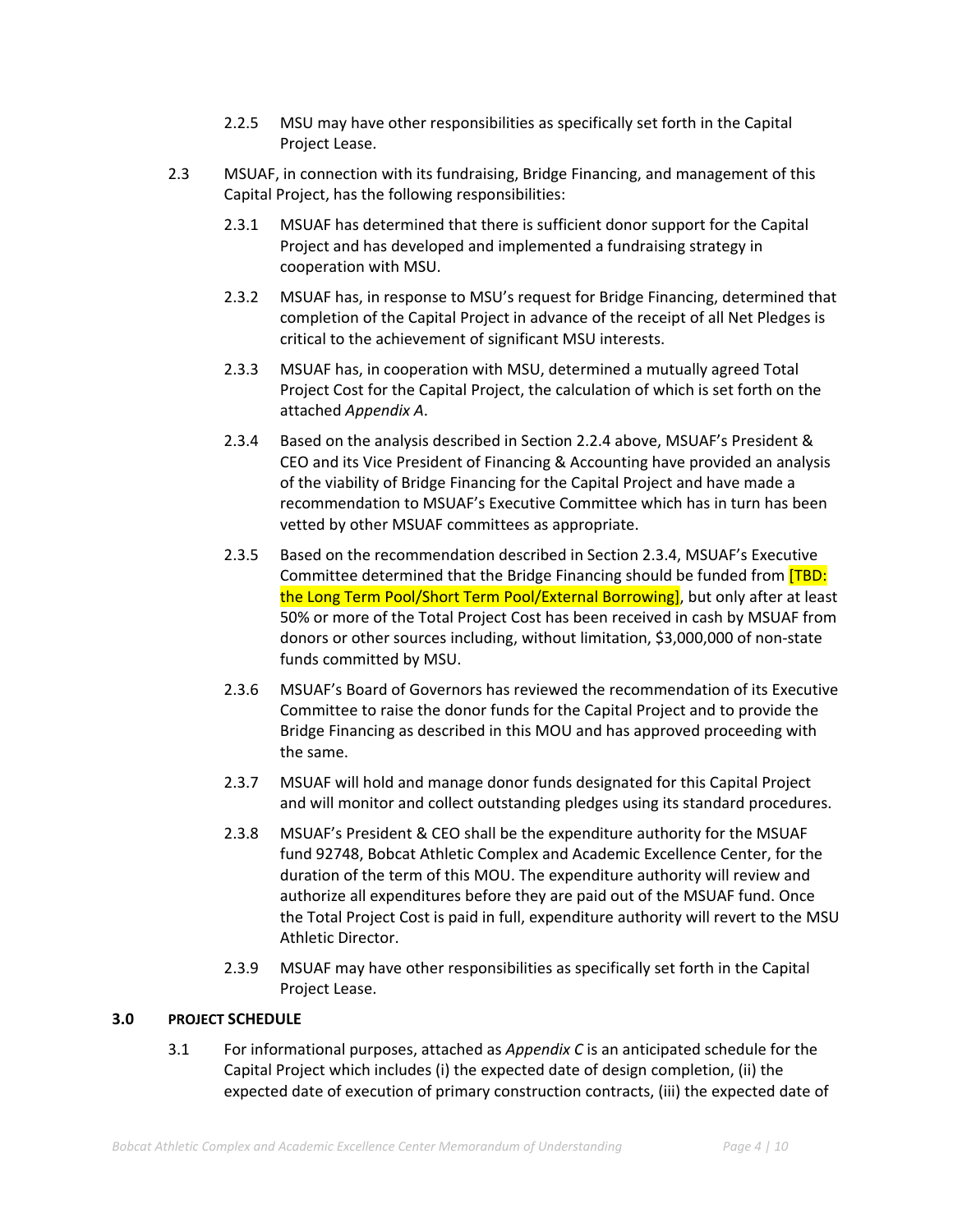2.2.5 MSU may have other responsibilities as specifically set forth in the Capital Project Lease.

2.3 MSUAF, in connection with its fundraising, Bridge Financing, and management of this Capital Project, has the following responsibilities:

2.3.1 MSUAF has determined that there is sufficient donor support for the Capital Project and has developed and implemented a fundraising strategy in cooperation with MSU.

2.3.2 MSUAF has, in response to MSU's request for Bridge Financing, determined that completion of the Capital Project in advance of the receipt of all Net Pledges is critical to the achievement of significant MSU interests.

2.3.3 MSUAF has, in cooperation with MSU, determined a mutually agreed Total Project Cost for the Capital Project, the calculation of which is set forth on the attached *Appendix A*.

2.3.4 Based on the analysis described in Section 2.2.4 above, MSUAF's President & CEO and its Vice President of Financing & Accounting have provided an analysis of the viability of Bridge Financing for the Capital Project and have made a recommendation to MSUAF's Executive Committee which has in turn has been vetted by other MSUAF committees as appropriate.

2.3.5 Based on the recommendation described in Section 2.3.4, MSUAF's Executive Committee determined that the Bridge Financing should be funded from [TBD: the Long Term Pool/Short Term Pool/External Borrowing], but only after at least 50% or more of the Total Project Cost has been received in cash by MSUAF from donors or other sources including, without limitation, $3,000,000 of non-state funds committed by MSU.

2.3.6 MSUAF's Board of Governors has reviewed the recommendation of its Executive Committee to raise the donor funds for the Capital Project and to provide the Bridge Financing as described in this MOU and has approved proceeding with the same.

2.3.7 MSUAF will hold and manage donor funds designated for this Capital Project and will monitor and collect outstanding pledges using its standard procedures.

2.3.8 MSUAF's President & CEO shall be the expenditure authority for the MSUAF fund 92748, Bobcat Athletic Complex and Academic Excellence Center, for the duration of the term of this MOU. The expenditure authority will review and authorize all expenditures before they are paid out of the MSUAF fund. Once the Total Project Cost is paid in full, expenditure authority will revert to the MSU Athletic Director.

2.3.9 MSUAF may have other responsibilities as specifically set forth in the Capital Project Lease.

## 3.0 PROJECT SCHEDULE

3.1 For informational purposes, attached as *Appendix C* is an anticipated schedule for the Capital Project which includes (i) the expected date of design completion, (ii) the expected date of execution of primary construction contracts, (iii) the expected date of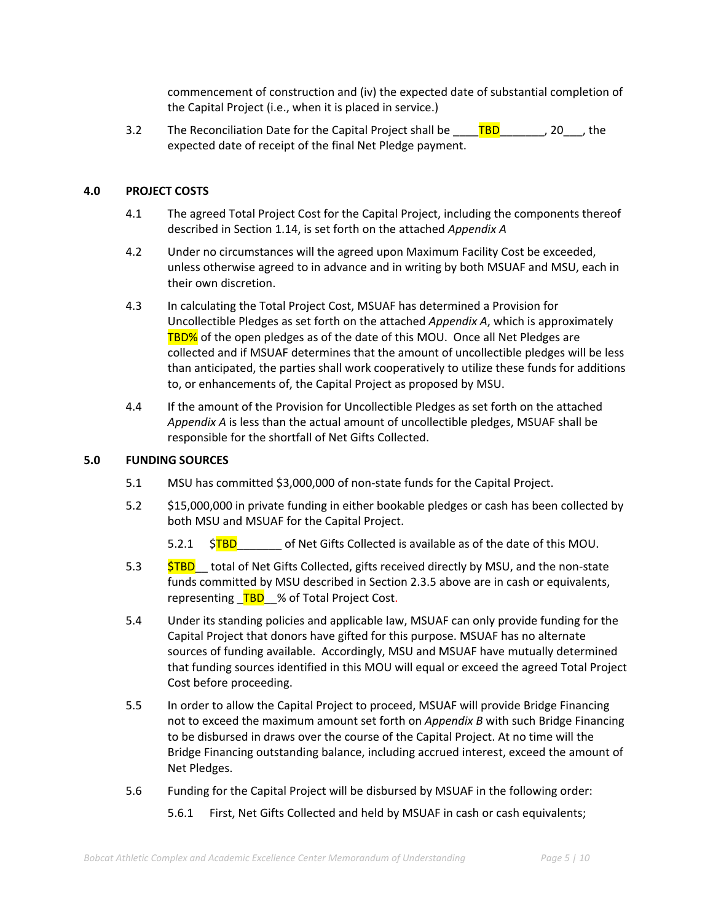commencement of construction and (iv) the expected date of substantial completion of the Capital Project (i.e., when it is placed in service.)

3.2 The Reconciliation Date for the Capital Project shall be ____TBD_______, 20___, the expected date of receipt of the final Net Pledge payment.

## 4.0 PROJECT COSTS

4.1 The agreed Total Project Cost for the Capital Project, including the components thereof described in Section 1.14, is set forth on the attached *Appendix A*

4.2 Under no circumstances will the agreed upon Maximum Facility Cost be exceeded, unless otherwise agreed to in advance and in writing by both MSUAF and MSU, each in their own discretion.

4.3 In calculating the Total Project Cost, MSUAF has determined a Provision for Uncollectible Pledges as set forth on the attached *Appendix A*, which is approximately TBD% of the open pledges as of the date of this MOU. Once all Net Pledges are collected and if MSUAF determines that the amount of uncollectible pledges will be less than anticipated, the parties shall work cooperatively to utilize these funds for additions to, or enhancements of, the Capital Project as proposed by MSU.

4.4 If the amount of the Provision for Uncollectible Pledges as set forth on the attached *Appendix A* is less than the actual amount of uncollectible pledges, MSUAF shall be responsible for the shortfall of Net Gifts Collected.

## 5.0 FUNDING SOURCES

5.1 MSU has committed $3,000,000 of non-state funds for the Capital Project.

5.2 $15,000,000 in private funding in either bookable pledges or cash has been collected by both MSU and MSUAF for the Capital Project.

5.2.1 $TBD_______ of Net Gifts Collected is available as of the date of this MOU.

5.3 $TBD__ total of Net Gifts Collected, gifts received directly by MSU, and the non-state funds committed by MSU described in Section 2.3.5 above are in cash or equivalents, representing _TBD__% of Total Project Cost.

5.4 Under its standing policies and applicable law, MSUAF can only provide funding for the Capital Project that donors have gifted for this purpose. MSUAF has no alternate sources of funding available. Accordingly, MSU and MSUAF have mutually determined that funding sources identified in this MOU will equal or exceed the agreed Total Project Cost before proceeding.

5.5 In order to allow the Capital Project to proceed, MSUAF will provide Bridge Financing not to exceed the maximum amount set forth on *Appendix B* with such Bridge Financing to be disbursed in draws over the course of the Capital Project. At no time will the Bridge Financing outstanding balance, including accrued interest, exceed the amount of Net Pledges.

5.6 Funding for the Capital Project will be disbursed by MSUAF in the following order:

5.6.1 First, Net Gifts Collected and held by MSUAF in cash or cash equivalents;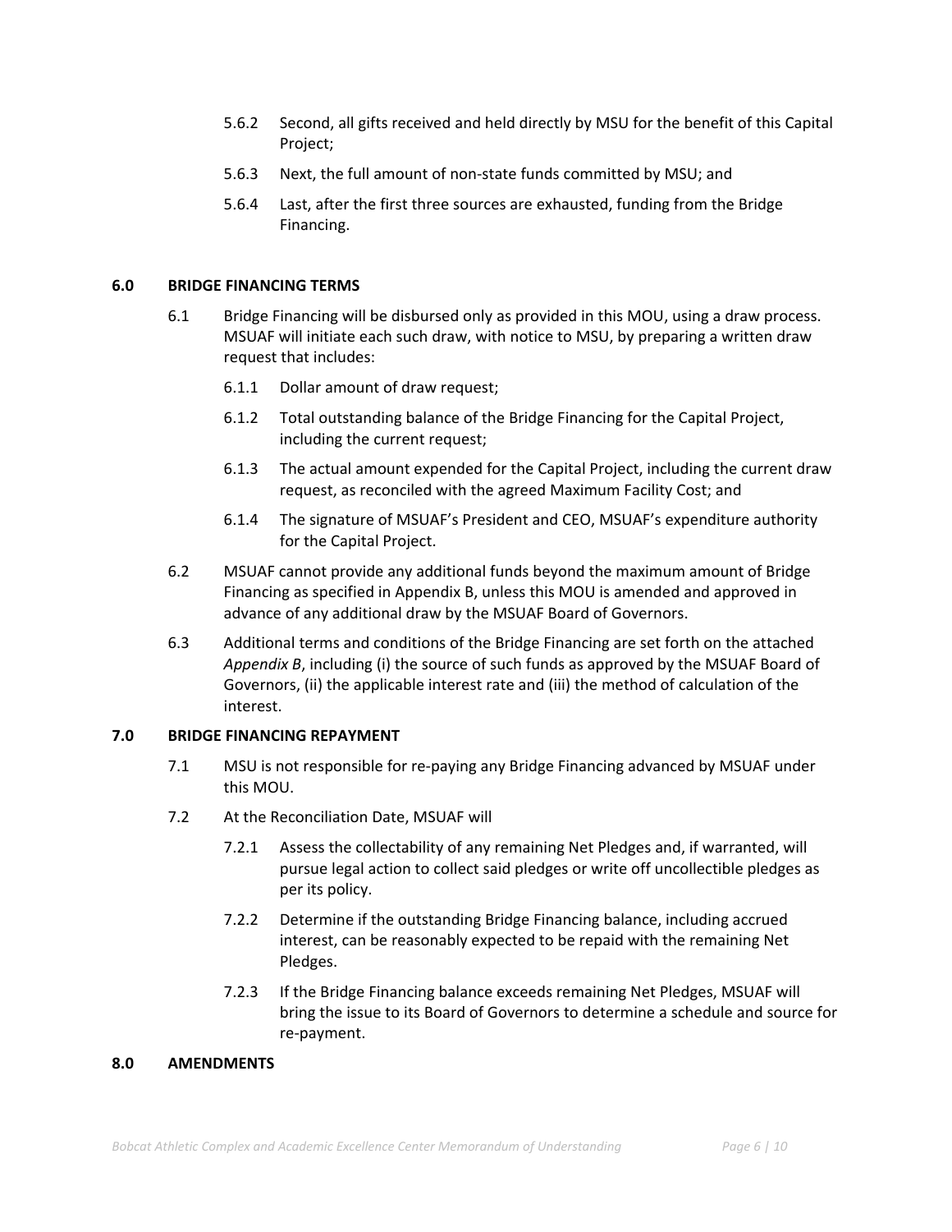5.6.2 Second, all gifts received and held directly by MSU for the benefit of this Capital Project;

5.6.3 Next, the full amount of non-state funds committed by MSU; and

5.6.4 Last, after the first three sources are exhausted, funding from the Bridge Financing.

## 6.0 BRIDGE FINANCING TERMS

6.1 Bridge Financing will be disbursed only as provided in this MOU, using a draw process. MSUAF will initiate each such draw, with notice to MSU, by preparing a written draw request that includes:

6.1.1 Dollar amount of draw request;

6.1.2 Total outstanding balance of the Bridge Financing for the Capital Project, including the current request;

6.1.3 The actual amount expended for the Capital Project, including the current draw request, as reconciled with the agreed Maximum Facility Cost; and

6.1.4 The signature of MSUAF's President and CEO, MSUAF's expenditure authority for the Capital Project.

6.2 MSUAF cannot provide any additional funds beyond the maximum amount of Bridge Financing as specified in Appendix B, unless this MOU is amended and approved in advance of any additional draw by the MSUAF Board of Governors.

6.3 Additional terms and conditions of the Bridge Financing are set forth on the attached *Appendix B*, including (i) the source of such funds as approved by the MSUAF Board of Governors, (ii) the applicable interest rate and (iii) the method of calculation of the interest.

## 7.0 BRIDGE FINANCING REPAYMENT

7.1 MSU is not responsible for re-paying any Bridge Financing advanced by MSUAF under this MOU.

7.2 At the Reconciliation Date, MSUAF will

7.2.1 Assess the collectability of any remaining Net Pledges and, if warranted, will pursue legal action to collect said pledges or write off uncollectible pledges as per its policy.

7.2.2 Determine if the outstanding Bridge Financing balance, including accrued interest, can be reasonably expected to be repaid with the remaining Net Pledges.

7.2.3 If the Bridge Financing balance exceeds remaining Net Pledges, MSUAF will bring the issue to its Board of Governors to determine a schedule and source for re-payment.

## 8.0 AMENDMENTS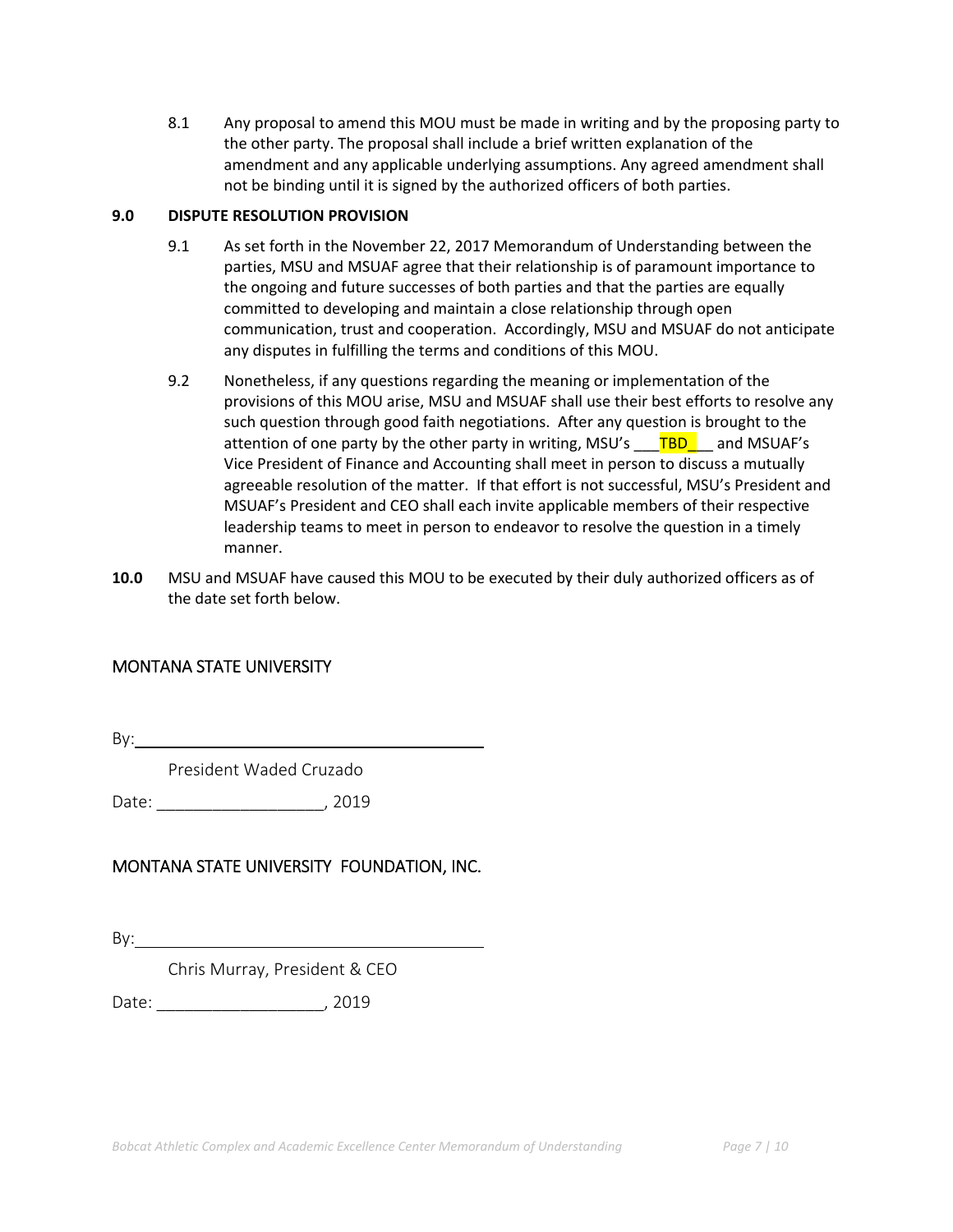8.1 Any proposal to amend this MOU must be made in writing and by the proposing party to the other party. The proposal shall include a brief written explanation of the amendment and any applicable underlying assumptions. Any agreed amendment shall not be binding until it is signed by the authorized officers of both parties.

**9.0 DISPUTE RESOLUTION PROVISION**

9.1 As set forth in the November 22, 2017 Memorandum of Understanding between the parties, MSU and MSUAF agree that their relationship is of paramount importance to the ongoing and future successes of both parties and that the parties are equally committed to developing and maintain a close relationship through open communication, trust and cooperation. Accordingly, MSU and MSUAF do not anticipate any disputes in fulfilling the terms and conditions of this MOU.

9.2 Nonetheless, if any questions regarding the meaning or implementation of the provisions of this MOU arise, MSU and MSUAF shall use their best efforts to resolve any such question through good faith negotiations. After any question is brought to the attention of one party by the other party in writing, MSU's ___TBD___ and MSUAF's Vice President of Finance and Accounting shall meet in person to discuss a mutually agreeable resolution of the matter. If that effort is not successful, MSU's President and MSUAF's President and CEO shall each invite applicable members of their respective leadership teams to meet in person to endeavor to resolve the question in a timely manner.

**10.0** MSU and MSUAF have caused this MOU to be executed by their duly authorized officers as of the date set forth below.

MONTANA STATE UNIVERSITY

By:________________________________________

President Waded Cruzado

Date: __________________, 2019

MONTANA STATE UNIVERSITY FOUNDATION, INC.

By:________________________________________

Chris Murray, President & CEO

Date: __________________, 2019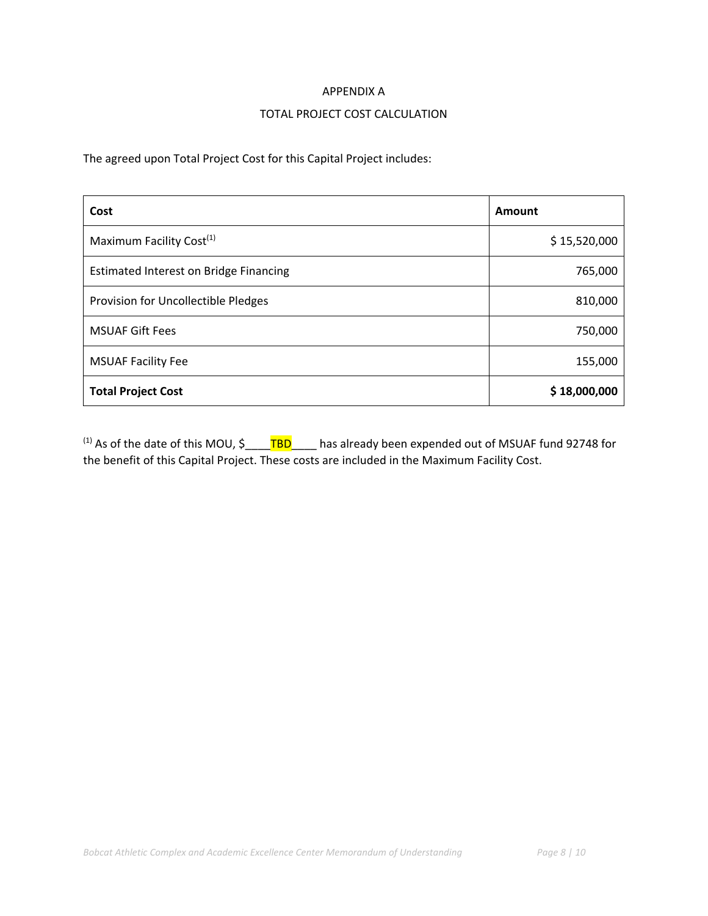# APPENDIX A

## TOTAL PROJECT COST CALCULATION

The agreed upon Total Project Cost for this Capital Project includes:

| **Cost** | **Amount** |
|---|---|
| Maximum Facility Cost[1] | $ 15,520,000 |
| Estimated Interest on Bridge Financing | 765,000 |
| Provision for Uncollectible Pledges | 810,000 |
| MSUAF Gift Fees | 750,000 |
| MSUAF Facility Fee | 155,000 |
| **Total Project Cost** | **$ 18,000,000** |

[1] As of the date of this MOU, $____TBD____ has already been expended out of MSUAF fund 92748 for the benefit of this Capital Project. These costs are included in the Maximum Facility Cost.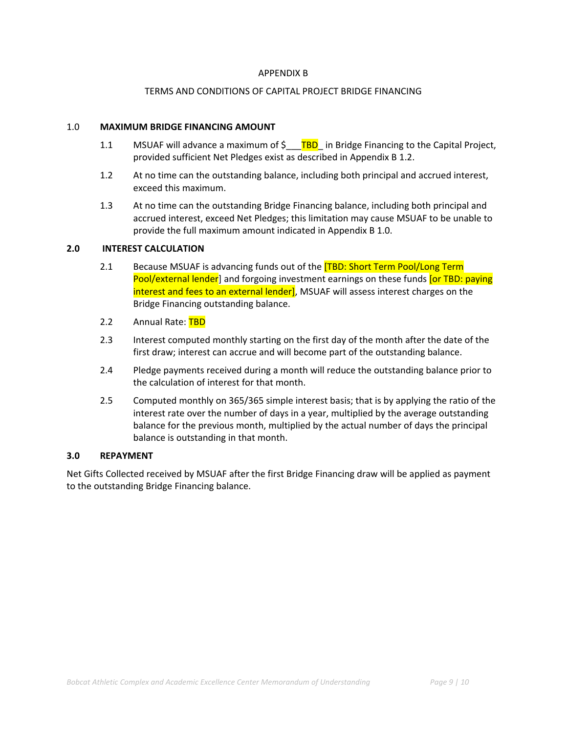APPENDIX B

TERMS AND CONDITIONS OF CAPITAL PROJECT BRIDGE FINANCING

**1.0 MAXIMUM BRIDGE FINANCING AMOUNT**

1.1 MSUAF will advance a maximum of $___TBD_ in Bridge Financing to the Capital Project, provided sufficient Net Pledges exist as described in Appendix B 1.2.

1.2 At no time can the outstanding balance, including both principal and accrued interest, exceed this maximum.

1.3 At no time can the outstanding Bridge Financing balance, including both principal and accrued interest, exceed Net Pledges; this limitation may cause MSUAF to be unable to provide the full maximum amount indicated in Appendix B 1.0.

**2.0 INTEREST CALCULATION**

2.1 Because MSUAF is advancing funds out of the [TBD: Short Term Pool/Long Term Pool/external lender] and forgoing investment earnings on these funds [or TBD: paying interest and fees to an external lender], MSUAF will assess interest charges on the Bridge Financing outstanding balance.

2.2 Annual Rate: TBD

2.3 Interest computed monthly starting on the first day of the month after the date of the first draw; interest can accrue and will become part of the outstanding balance.

2.4 Pledge payments received during a month will reduce the outstanding balance prior to the calculation of interest for that month.

2.5 Computed monthly on 365/365 simple interest basis; that is by applying the ratio of the interest rate over the number of days in a year, multiplied by the average outstanding balance for the previous month, multiplied by the actual number of days the principal balance is outstanding in that month.

**3.0 REPAYMENT**

Net Gifts Collected received by MSUAF after the first Bridge Financing draw will be applied as payment to the outstanding Bridge Financing balance.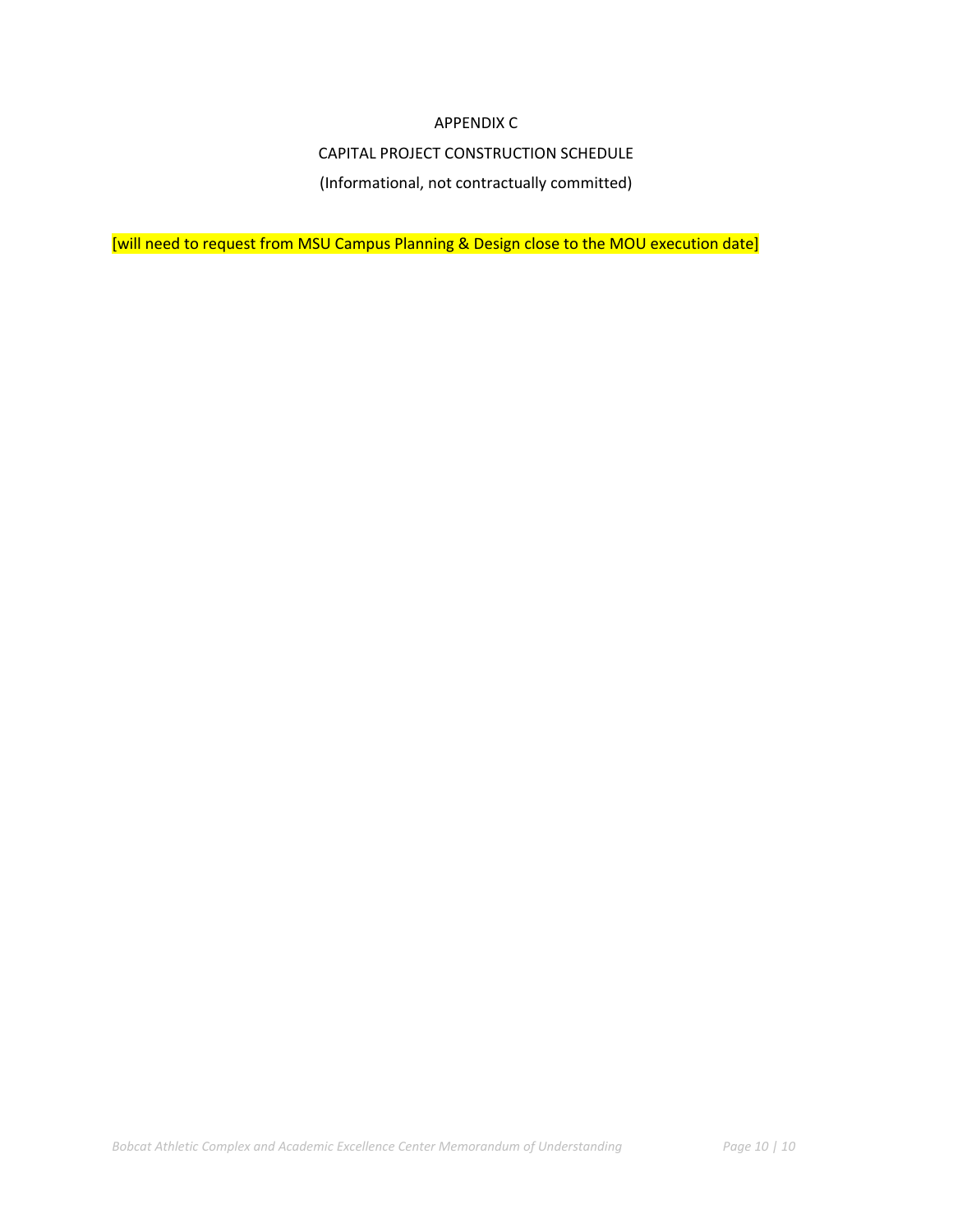# APPENDIX C

## CAPITAL PROJECT CONSTRUCTION SCHEDULE

(Informational, not contractually committed)

[will need to request from MSU Campus Planning & Design close to the MOU execution date]